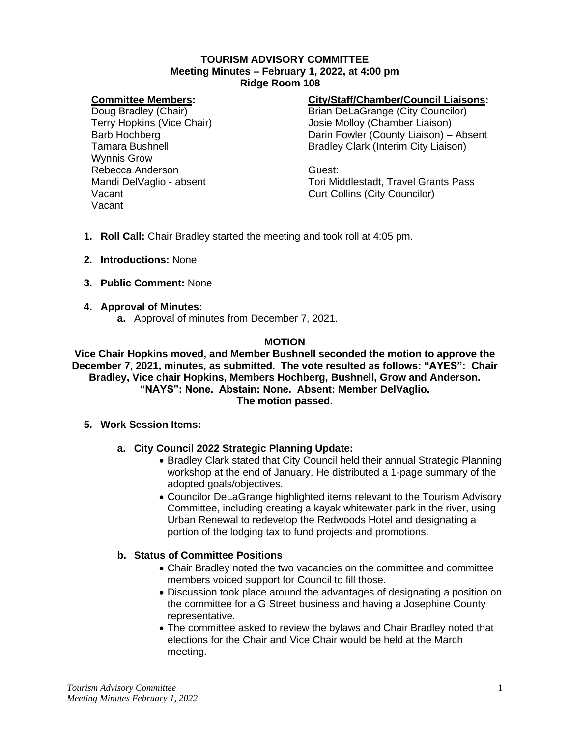**TOURISM ADVISORY COMMITTEE**
**Meeting Minutes – February 1, 2022, at 4:00 pm**
**Ridge Room 108**

**Committee Members:**
Doug Bradley (Chair)
Terry Hopkins (Vice Chair)
Barb Hochberg
Tamara Bushnell
Wynnis Grow
Rebecca Anderson
Mandi DelVaglio - absent
Vacant
Vacant

**City/Staff/Chamber/Council Liaisons:**
Brian DeLaGrange (City Councilor)
Josie Molloy (Chamber Liaison)
Darin Fowler (County Liaison) – Absent
Bradley Clark (Interim City Liaison)

Guest:
Tori Middlestadt, Travel Grants Pass
Curt Collins (City Councilor)

1. **Roll Call:** Chair Bradley started the meeting and took roll at 4:05 pm.

2. **Introductions:** None

3. **Public Comment:** None

4. **Approval of Minutes:**
   a. Approval of minutes from December 7, 2021.

**MOTION**

**Vice Chair Hopkins moved, and Member Bushnell seconded the motion to approve the December 7, 2021, minutes, as submitted. The vote resulted as follows: "AYES": Chair Bradley, Vice chair Hopkins, Members Hochberg, Bushnell, Grow and Anderson. "NAYS": None. Abstain: None. Absent: Member DelVaglio. The motion passed.**

5. **Work Session Items:**

   a. **City Council 2022 Strategic Planning Update:**
      - Bradley Clark stated that City Council held their annual Strategic Planning workshop at the end of January. He distributed a 1-page summary of the adopted goals/objectives.
      - Councilor DeLaGrange highlighted items relevant to the Tourism Advisory Committee, including creating a kayak whitewater park in the river, using Urban Renewal to redevelop the Redwoods Hotel and designating a portion of the lodging tax to fund projects and promotions.

   b. **Status of Committee Positions**
      - Chair Bradley noted the two vacancies on the committee and committee members voiced support for Council to fill those.
      - Discussion took place around the advantages of designating a position on the committee for a G Street business and having a Josephine County representative.
      - The committee asked to review the bylaws and Chair Bradley noted that elections for the Chair and Vice Chair would be held at the March meeting.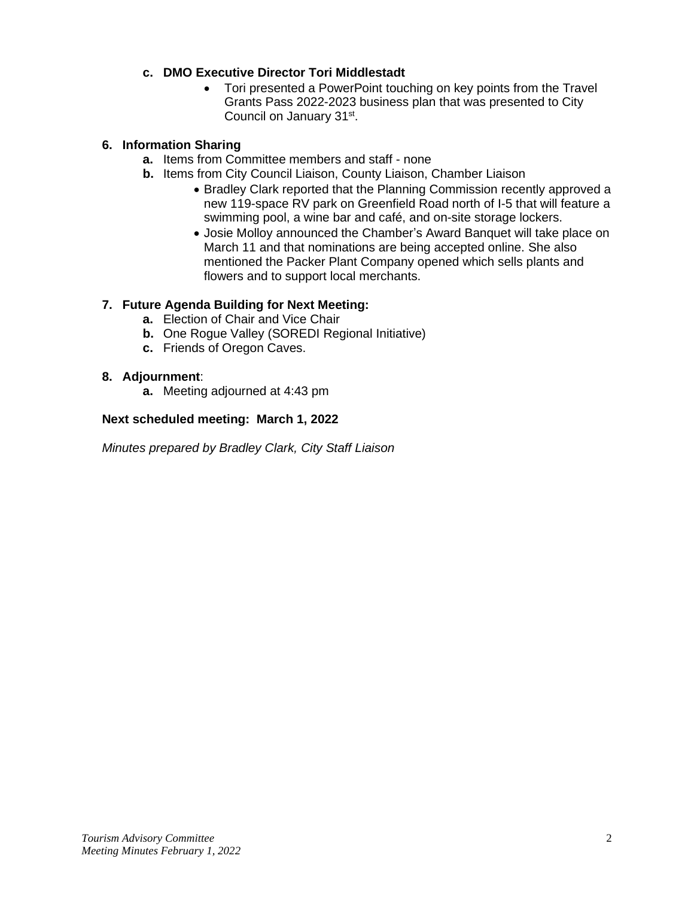**c. DMO Executive Director Tori Middlestadt**

- Tori presented a PowerPoint touching on key points from the Travel Grants Pass 2022-2023 business plan that was presented to City Council on January 31st.

**6. Information Sharing**

**a.** Items from Committee members and staff - none

**b.** Items from City Council Liaison, County Liaison, Chamber Liaison

- Bradley Clark reported that the Planning Commission recently approved a new 119-space RV park on Greenfield Road north of I-5 that will feature a swimming pool, a wine bar and café, and on-site storage lockers.
- Josie Molloy announced the Chamber's Award Banquet will take place on March 11 and that nominations are being accepted online. She also mentioned the Packer Plant Company opened which sells plants and flowers and to support local merchants.

**7. Future Agenda Building for Next Meeting:**

**a.** Election of Chair and Vice Chair

**b.** One Rogue Valley (SOREDI Regional Initiative)

**c.** Friends of Oregon Caves.

**8. Adjournment**:

**a.** Meeting adjourned at 4:43 pm

**Next scheduled meeting: March 1, 2022**

*Minutes prepared by Bradley Clark, City Staff Liaison*